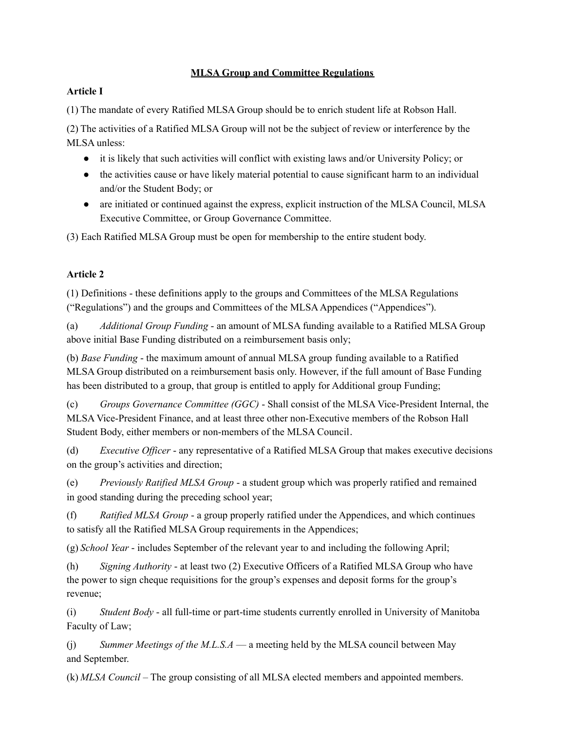# MLSA Group and Committee Regulations

## Article I

(1) The mandate of every Ratified MLSA Group should be to enrich student life at Robson Hall.

(2) The activities of a Ratified MLSA Group will not be the subject of review or interference by the MLSA unless:

- it is likely that such activities will conflict with existing laws and/or University Policy; or
- the activities cause or have likely material potential to cause significant harm to an individual and/or the Student Body; or
- are initiated or continued against the express, explicit instruction of the MLSA Council, MLSA Executive Committee, or Group Governance Committee.

(3) Each Ratified MLSA Group must be open for membership to the entire student body.

## Article 2

(1) Definitions - these definitions apply to the groups and Committees of the MLSA Regulations ("Regulations") and the groups and Committees of the MLSA Appendices ("Appendices").

(a) *Additional Group Funding* - an amount of MLSA funding available to a Ratified MLSA Group above initial Base Funding distributed on a reimbursement basis only;

(b) *Base Funding* - the maximum amount of annual MLSA group funding available to a Ratified MLSA Group distributed on a reimbursement basis only. However, if the full amount of Base Funding has been distributed to a group, that group is entitled to apply for Additional group Funding;

(c) *Groups Governance Committee (GGC)* - Shall consist of the MLSA Vice-President Internal, the MLSA Vice-President Finance, and at least three other non-Executive members of the Robson Hall Student Body, either members or non-members of the MLSA Council.

(d) *Executive Officer* - any representative of a Ratified MLSA Group that makes executive decisions on the group's activities and direction;

(e) *Previously Ratified MLSA Group* - a student group which was properly ratified and remained in good standing during the preceding school year;

(f) *Ratified MLSA Group* - a group properly ratified under the Appendices, and which continues to satisfy all the Ratified MLSA Group requirements in the Appendices;

(g) *School Year* - includes September of the relevant year to and including the following April;

(h) *Signing Authority* - at least two (2) Executive Officers of a Ratified MLSA Group who have the power to sign cheque requisitions for the group's expenses and deposit forms for the group's revenue;

(i) *Student Body* - all full-time or part-time students currently enrolled in University of Manitoba Faculty of Law;

(j) *Summer Meetings of the M.L.S.A* — a meeting held by the MLSA council between May and September.

(k) *MLSA Council* – The group consisting of all MLSA elected members and appointed members.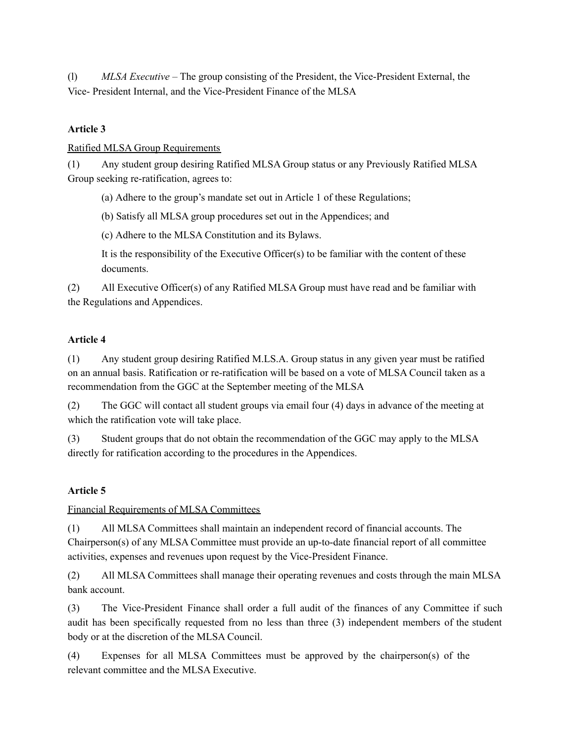(l) *MLSA Executive* – The group consisting of the President, the Vice-President External, the Vice- President Internal, and the Vice-President Finance of the MLSA

**Article 3**

Ratified MLSA Group Requirements

(1) Any student group desiring Ratified MLSA Group status or any Previously Ratified MLSA Group seeking re-ratification, agrees to:

(a) Adhere to the group's mandate set out in Article 1 of these Regulations;

(b) Satisfy all MLSA group procedures set out in the Appendices; and

(c) Adhere to the MLSA Constitution and its Bylaws.

It is the responsibility of the Executive Officer(s) to be familiar with the content of these documents.

(2) All Executive Officer(s) of any Ratified MLSA Group must have read and be familiar with the Regulations and Appendices.

**Article 4**

(1) Any student group desiring Ratified M.LS.A. Group status in any given year must be ratified on an annual basis. Ratification or re-ratification will be based on a vote of MLSA Council taken as a recommendation from the GGC at the September meeting of the MLSA

(2) The GGC will contact all student groups via email four (4) days in advance of the meeting at which the ratification vote will take place.

(3) Student groups that do not obtain the recommendation of the GGC may apply to the MLSA directly for ratification according to the procedures in the Appendices.

**Article 5**

Financial Requirements of MLSA Committees

(1) All MLSA Committees shall maintain an independent record of financial accounts. The Chairperson(s) of any MLSA Committee must provide an up-to-date financial report of all committee activities, expenses and revenues upon request by the Vice-President Finance.

(2) All MLSA Committees shall manage their operating revenues and costs through the main MLSA bank account.

(3) The Vice-President Finance shall order a full audit of the finances of any Committee if such audit has been specifically requested from no less than three (3) independent members of the student body or at the discretion of the MLSA Council.

(4) Expenses for all MLSA Committees must be approved by the chairperson(s) of the relevant committee and the MLSA Executive.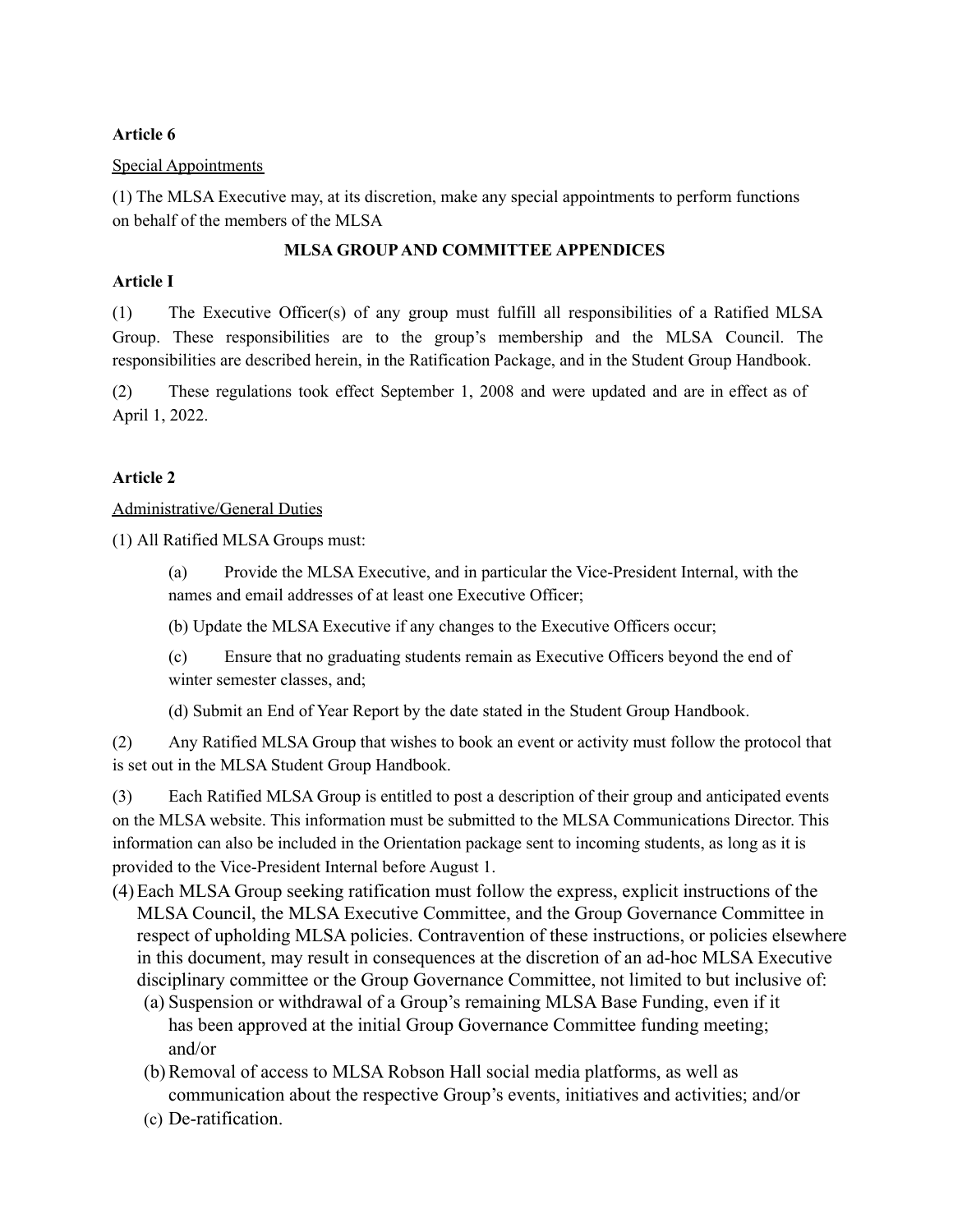**Article 6**

Special Appointments

(1) The MLSA Executive may, at its discretion, make any special appointments to perform functions on behalf of the members of the MLSA

**MLSA GROUP AND COMMITTEE APPENDICES**

**Article I**

(1) The Executive Officer(s) of any group must fulfill all responsibilities of a Ratified MLSA Group. These responsibilities are to the group's membership and the MLSA Council. The responsibilities are described herein, in the Ratification Package, and in the Student Group Handbook.

(2) These regulations took effect September 1, 2008 and were updated and are in effect as of April 1, 2022.

**Article 2**

Administrative/General Duties

(1) All Ratified MLSA Groups must:

(a) Provide the MLSA Executive, and in particular the Vice-President Internal, with the names and email addresses of at least one Executive Officer;

(b) Update the MLSA Executive if any changes to the Executive Officers occur;

(c) Ensure that no graduating students remain as Executive Officers beyond the end of winter semester classes, and;

(d) Submit an End of Year Report by the date stated in the Student Group Handbook.

(2) Any Ratified MLSA Group that wishes to book an event or activity must follow the protocol that is set out in the MLSA Student Group Handbook.

(3) Each Ratified MLSA Group is entitled to post a description of their group and anticipated events on the MLSA website. This information must be submitted to the MLSA Communications Director. This information can also be included in the Orientation package sent to incoming students, as long as it is provided to the Vice-President Internal before August 1.

(4) Each MLSA Group seeking ratification must follow the express, explicit instructions of the MLSA Council, the MLSA Executive Committee, and the Group Governance Committee in respect of upholding MLSA policies. Contravention of these instructions, or policies elsewhere in this document, may result in consequences at the discretion of an ad-hoc MLSA Executive disciplinary committee or the Group Governance Committee, not limited to but inclusive of:

(a) Suspension or withdrawal of a Group's remaining MLSA Base Funding, even if it has been approved at the initial Group Governance Committee funding meeting; and/or

(b) Removal of access to MLSA Robson Hall social media platforms, as well as communication about the respective Group's events, initiatives and activities; and/or

(c) De-ratification.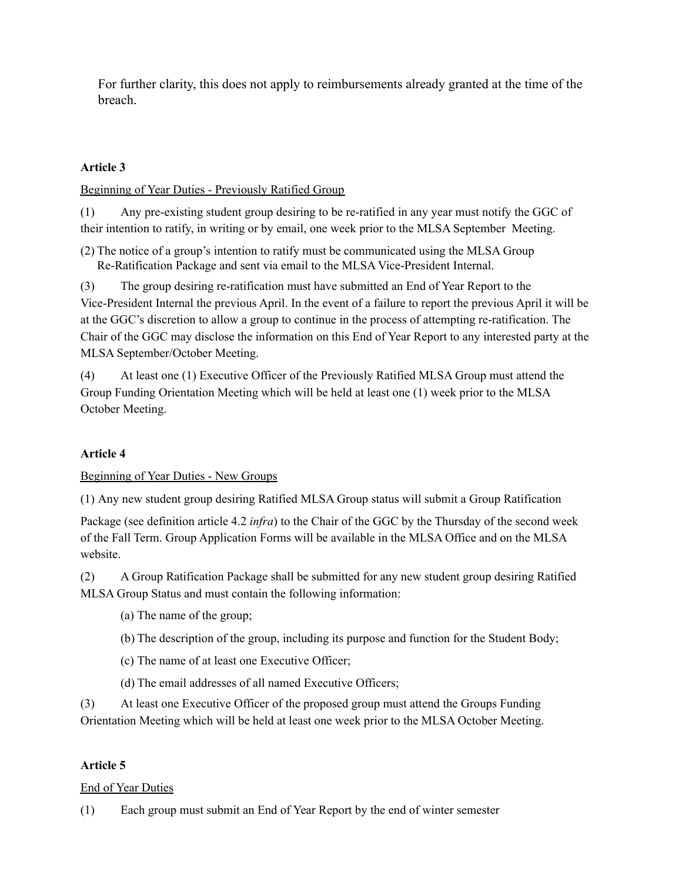For further clarity, this does not apply to reimbursements already granted at the time of the breach.

**Article 3**

Beginning of Year Duties - Previously Ratified Group

(1) Any pre-existing student group desiring to be re-ratified in any year must notify the GGC of their intention to ratify, in writing or by email, one week prior to the MLSA September Meeting.

(2) The notice of a group's intention to ratify must be communicated using the MLSA Group Re-Ratification Package and sent via email to the MLSA Vice-President Internal.

(3) The group desiring re-ratification must have submitted an End of Year Report to the Vice-President Internal the previous April. In the event of a failure to report the previous April it will be at the GGC's discretion to allow a group to continue in the process of attempting re-ratification. The Chair of the GGC may disclose the information on this End of Year Report to any interested party at the MLSA September/October Meeting.

(4) At least one (1) Executive Officer of the Previously Ratified MLSA Group must attend the Group Funding Orientation Meeting which will be held at least one (1) week prior to the MLSA October Meeting.

**Article 4**

Beginning of Year Duties - New Groups

(1) Any new student group desiring Ratified MLSA Group status will submit a Group Ratification Package (see definition article 4.2 *infra*) to the Chair of the GGC by the Thursday of the second week of the Fall Term. Group Application Forms will be available in the MLSA Office and on the MLSA website.

(2) A Group Ratification Package shall be submitted for any new student group desiring Ratified MLSA Group Status and must contain the following information:

(a) The name of the group;

(b) The description of the group, including its purpose and function for the Student Body;

(c) The name of at least one Executive Officer;

(d) The email addresses of all named Executive Officers;

(3) At least one Executive Officer of the proposed group must attend the Groups Funding Orientation Meeting which will be held at least one week prior to the MLSA October Meeting.

**Article 5**

End of Year Duties

(1) Each group must submit an End of Year Report by the end of winter semester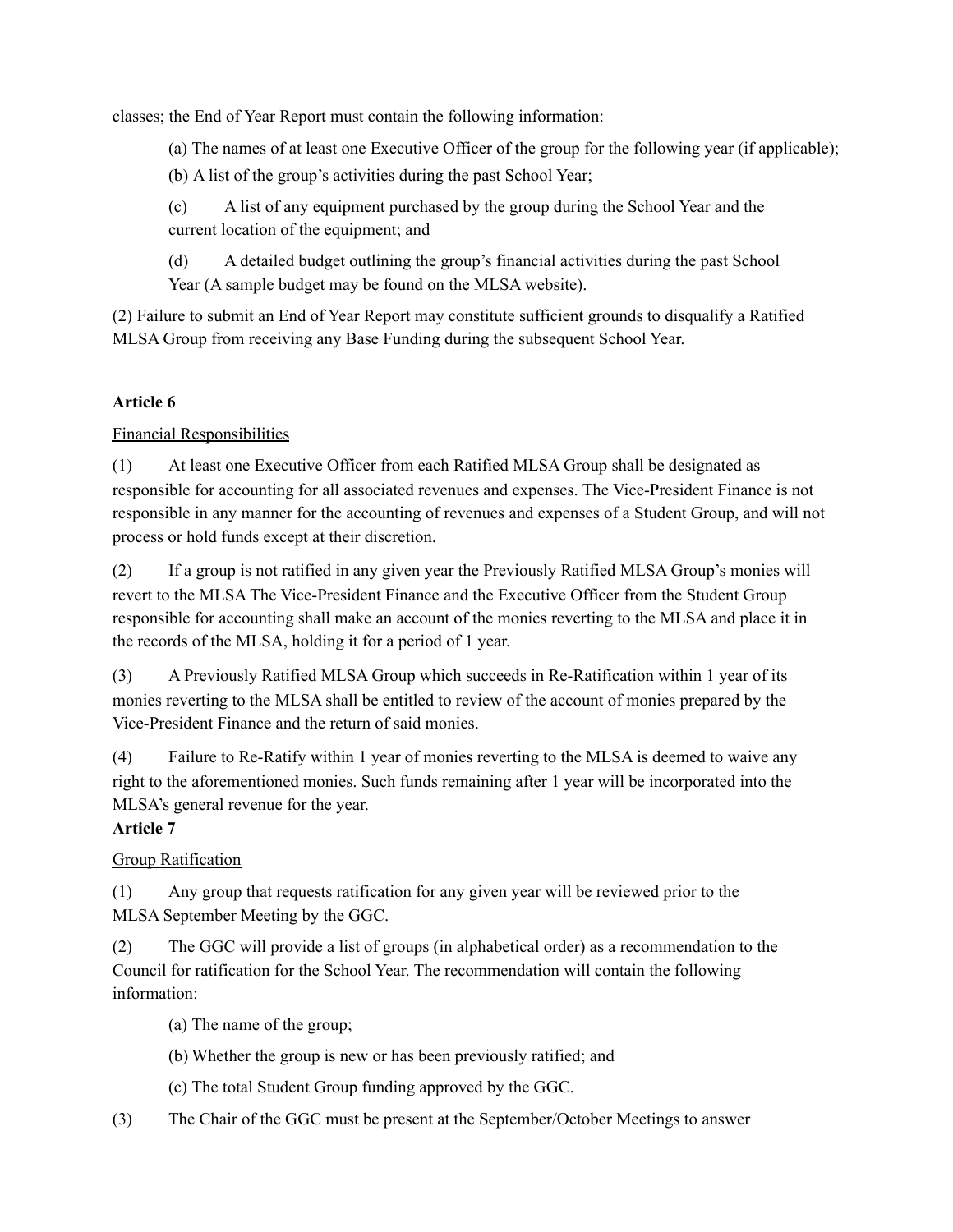classes; the End of Year Report must contain the following information:

(a) The names of at least one Executive Officer of the group for the following year (if applicable);

(b) A list of the group's activities during the past School Year;

(c) A list of any equipment purchased by the group during the School Year and the current location of the equipment; and

(d) A detailed budget outlining the group's financial activities during the past School Year (A sample budget may be found on the MLSA website).

(2) Failure to submit an End of Year Report may constitute sufficient grounds to disqualify a Ratified MLSA Group from receiving any Base Funding during the subsequent School Year.

**Article 6**

Financial Responsibilities

(1) At least one Executive Officer from each Ratified MLSA Group shall be designated as responsible for accounting for all associated revenues and expenses. The Vice-President Finance is not responsible in any manner for the accounting of revenues and expenses of a Student Group, and will not process or hold funds except at their discretion.

(2) If a group is not ratified in any given year the Previously Ratified MLSA Group's monies will revert to the MLSA The Vice-President Finance and the Executive Officer from the Student Group responsible for accounting shall make an account of the monies reverting to the MLSA and place it in the records of the MLSA, holding it for a period of 1 year.

(3) A Previously Ratified MLSA Group which succeeds in Re-Ratification within 1 year of its monies reverting to the MLSA shall be entitled to review of the account of monies prepared by the Vice-President Finance and the return of said monies.

(4) Failure to Re-Ratify within 1 year of monies reverting to the MLSA is deemed to waive any right to the aforementioned monies. Such funds remaining after 1 year will be incorporated into the MLSA's general revenue for the year.

**Article 7**

Group Ratification

(1) Any group that requests ratification for any given year will be reviewed prior to the MLSA September Meeting by the GGC.

(2) The GGC will provide a list of groups (in alphabetical order) as a recommendation to the Council for ratification for the School Year. The recommendation will contain the following information:

(a) The name of the group;

(b) Whether the group is new or has been previously ratified; and

(c) The total Student Group funding approved by the GGC.

(3) The Chair of the GGC must be present at the September/October Meetings to answer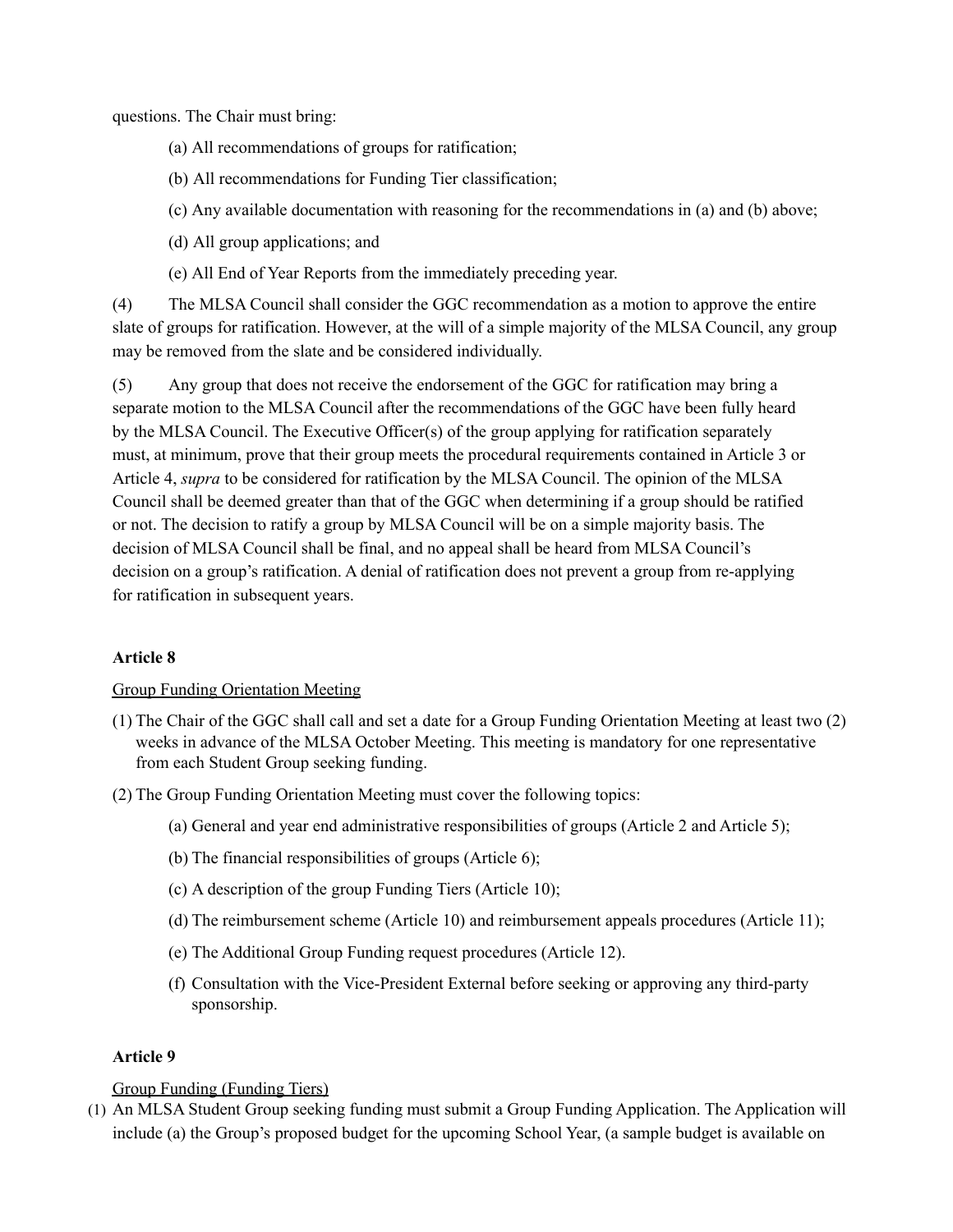questions. The Chair must bring:

(a) All recommendations of groups for ratification;

(b) All recommendations for Funding Tier classification;

(c) Any available documentation with reasoning for the recommendations in (a) and (b) above;

(d) All group applications; and

(e) All End of Year Reports from the immediately preceding year.

(4) The MLSA Council shall consider the GGC recommendation as a motion to approve the entire slate of groups for ratification. However, at the will of a simple majority of the MLSA Council, any group may be removed from the slate and be considered individually.

(5) Any group that does not receive the endorsement of the GGC for ratification may bring a separate motion to the MLSA Council after the recommendations of the GGC have been fully heard by the MLSA Council. The Executive Officer(s) of the group applying for ratification separately must, at minimum, prove that their group meets the procedural requirements contained in Article 3 or Article 4, *supra* to be considered for ratification by the MLSA Council. The opinion of the MLSA Council shall be deemed greater than that of the GGC when determining if a group should be ratified or not. The decision to ratify a group by MLSA Council will be on a simple majority basis. The decision of MLSA Council shall be final, and no appeal shall be heard from MLSA Council's decision on a group's ratification. A denial of ratification does not prevent a group from re-applying for ratification in subsequent years.

**Article 8**

Group Funding Orientation Meeting

(1) The Chair of the GGC shall call and set a date for a Group Funding Orientation Meeting at least two (2) weeks in advance of the MLSA October Meeting. This meeting is mandatory for one representative from each Student Group seeking funding.

(2) The Group Funding Orientation Meeting must cover the following topics:

(a) General and year end administrative responsibilities of groups (Article 2 and Article 5);

(b) The financial responsibilities of groups (Article 6);

(c) A description of the group Funding Tiers (Article 10);

(d) The reimbursement scheme (Article 10) and reimbursement appeals procedures (Article 11);

(e) The Additional Group Funding request procedures (Article 12).

(f) Consultation with the Vice-President External before seeking or approving any third-party sponsorship.

**Article 9**

Group Funding (Funding Tiers)

(1) An MLSA Student Group seeking funding must submit a Group Funding Application. The Application will include (a) the Group's proposed budget for the upcoming School Year, (a sample budget is available on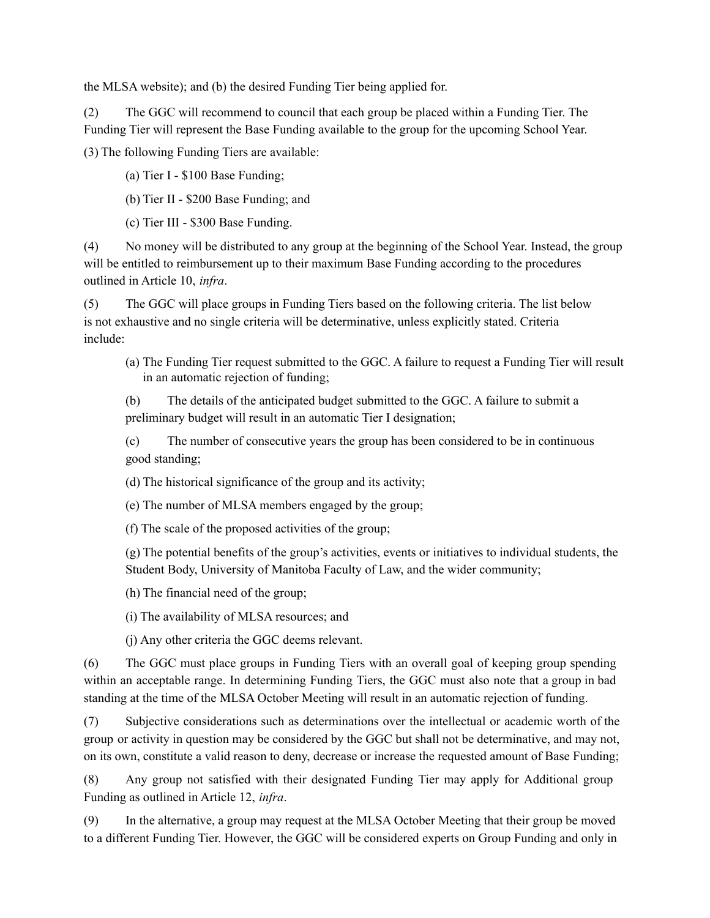the MLSA website); and (b) the desired Funding Tier being applied for.

(2) The GGC will recommend to council that each group be placed within a Funding Tier. The Funding Tier will represent the Base Funding available to the group for the upcoming School Year.

(3) The following Funding Tiers are available:

(a) Tier I - $100 Base Funding;

(b) Tier II - $200 Base Funding; and

(c) Tier III - $300 Base Funding.

(4) No money will be distributed to any group at the beginning of the School Year. Instead, the group will be entitled to reimbursement up to their maximum Base Funding according to the procedures outlined in Article 10, *infra*.

(5) The GGC will place groups in Funding Tiers based on the following criteria. The list below is not exhaustive and no single criteria will be determinative, unless explicitly stated. Criteria include:

(a) The Funding Tier request submitted to the GGC. A failure to request a Funding Tier will result in an automatic rejection of funding;

(b) The details of the anticipated budget submitted to the GGC. A failure to submit a preliminary budget will result in an automatic Tier I designation;

(c) The number of consecutive years the group has been considered to be in continuous good standing;

(d) The historical significance of the group and its activity;

(e) The number of MLSA members engaged by the group;

(f) The scale of the proposed activities of the group;

(g) The potential benefits of the group's activities, events or initiatives to individual students, the Student Body, University of Manitoba Faculty of Law, and the wider community;

(h) The financial need of the group;

(i) The availability of MLSA resources; and

(j) Any other criteria the GGC deems relevant.

(6) The GGC must place groups in Funding Tiers with an overall goal of keeping group spending within an acceptable range. In determining Funding Tiers, the GGC must also note that a group in bad standing at the time of the MLSA October Meeting will result in an automatic rejection of funding.

(7) Subjective considerations such as determinations over the intellectual or academic worth of the group or activity in question may be considered by the GGC but shall not be determinative, and may not, on its own, constitute a valid reason to deny, decrease or increase the requested amount of Base Funding;

(8) Any group not satisfied with their designated Funding Tier may apply for Additional group Funding as outlined in Article 12, *infra*.

(9) In the alternative, a group may request at the MLSA October Meeting that their group be moved to a different Funding Tier. However, the GGC will be considered experts on Group Funding and only in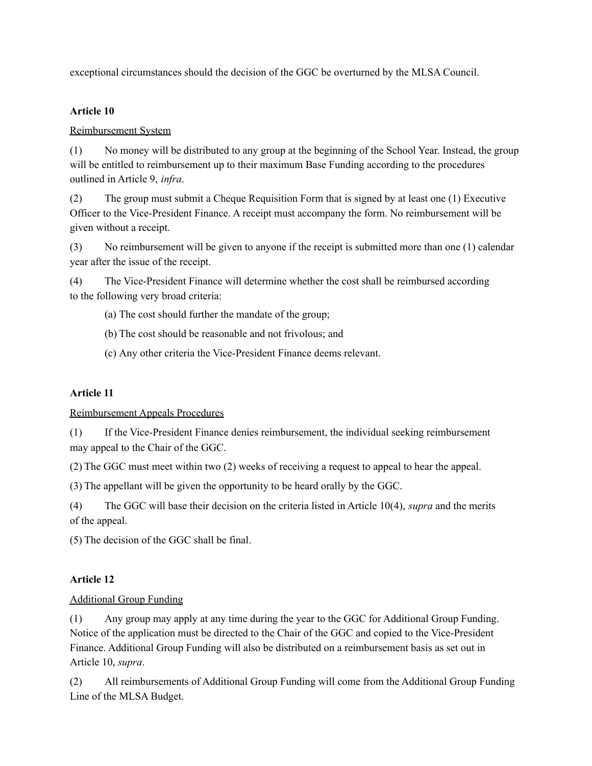exceptional circumstances should the decision of the GGC be overturned by the MLSA Council.

**Article 10**

Reimbursement System

(1) No money will be distributed to any group at the beginning of the School Year. Instead, the group will be entitled to reimbursement up to their maximum Base Funding according to the procedures outlined in Article 9, *infra*.

(2) The group must submit a Cheque Requisition Form that is signed by at least one (1) Executive Officer to the Vice-President Finance. A receipt must accompany the form. No reimbursement will be given without a receipt.

(3) No reimbursement will be given to anyone if the receipt is submitted more than one (1) calendar year after the issue of the receipt.

(4) The Vice-President Finance will determine whether the cost shall be reimbursed according to the following very broad criteria:

(a) The cost should further the mandate of the group;

(b) The cost should be reasonable and not frivolous; and

(c) Any other criteria the Vice-President Finance deems relevant.

**Article 11**

Reimbursement Appeals Procedures

(1) If the Vice-President Finance denies reimbursement, the individual seeking reimbursement may appeal to the Chair of the GGC.

(2) The GGC must meet within two (2) weeks of receiving a request to appeal to hear the appeal.

(3) The appellant will be given the opportunity to be heard orally by the GGC.

(4) The GGC will base their decision on the criteria listed in Article 10(4), *supra* and the merits of the appeal.

(5) The decision of the GGC shall be final.

**Article 12**

Additional Group Funding

(1) Any group may apply at any time during the year to the GGC for Additional Group Funding. Notice of the application must be directed to the Chair of the GGC and copied to the Vice-President Finance. Additional Group Funding will also be distributed on a reimbursement basis as set out in Article 10, *supra*.

(2) All reimbursements of Additional Group Funding will come from the Additional Group Funding Line of the MLSA Budget.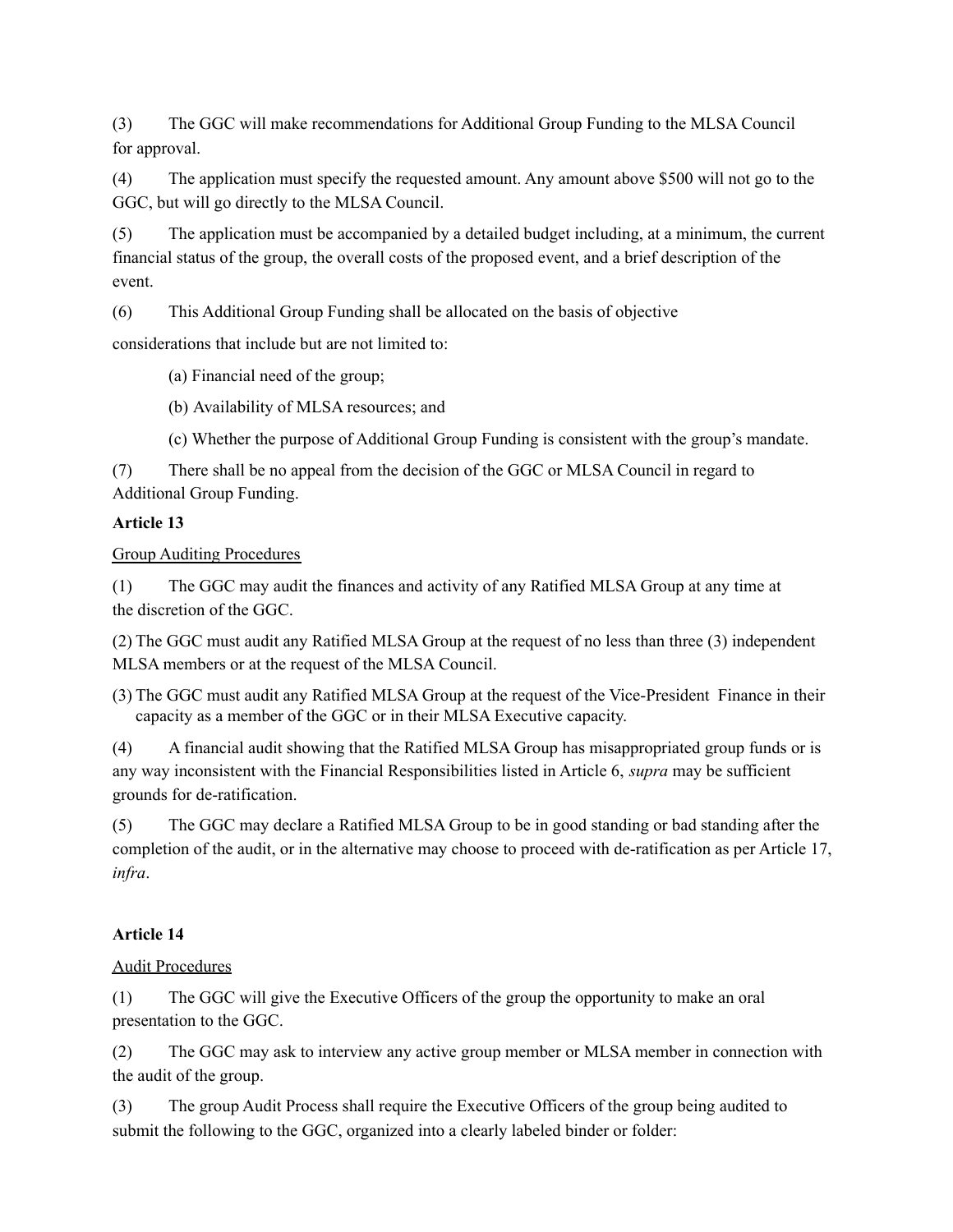(3) The GGC will make recommendations for Additional Group Funding to the MLSA Council for approval.

(4) The application must specify the requested amount. Any amount above $500 will not go to the GGC, but will go directly to the MLSA Council.

(5) The application must be accompanied by a detailed budget including, at a minimum, the current financial status of the group, the overall costs of the proposed event, and a brief description of the event.

(6) This Additional Group Funding shall be allocated on the basis of objective considerations that include but are not limited to:

(a) Financial need of the group;

(b) Availability of MLSA resources; and

(c) Whether the purpose of Additional Group Funding is consistent with the group's mandate.

(7) There shall be no appeal from the decision of the GGC or MLSA Council in regard to Additional Group Funding.

**Article 13**

Group Auditing Procedures

(1) The GGC may audit the finances and activity of any Ratified MLSA Group at any time at the discretion of the GGC.

(2) The GGC must audit any Ratified MLSA Group at the request of no less than three (3) independent MLSA members or at the request of the MLSA Council.

(3) The GGC must audit any Ratified MLSA Group at the request of the Vice-President Finance in their capacity as a member of the GGC or in their MLSA Executive capacity.

(4) A financial audit showing that the Ratified MLSA Group has misappropriated group funds or is any way inconsistent with the Financial Responsibilities listed in Article 6, *supra* may be sufficient grounds for de-ratification.

(5) The GGC may declare a Ratified MLSA Group to be in good standing or bad standing after the completion of the audit, or in the alternative may choose to proceed with de-ratification as per Article 17, *infra*.

**Article 14**

Audit Procedures

(1) The GGC will give the Executive Officers of the group the opportunity to make an oral presentation to the GGC.

(2) The GGC may ask to interview any active group member or MLSA member in connection with the audit of the group.

(3) The group Audit Process shall require the Executive Officers of the group being audited to submit the following to the GGC, organized into a clearly labeled binder or folder: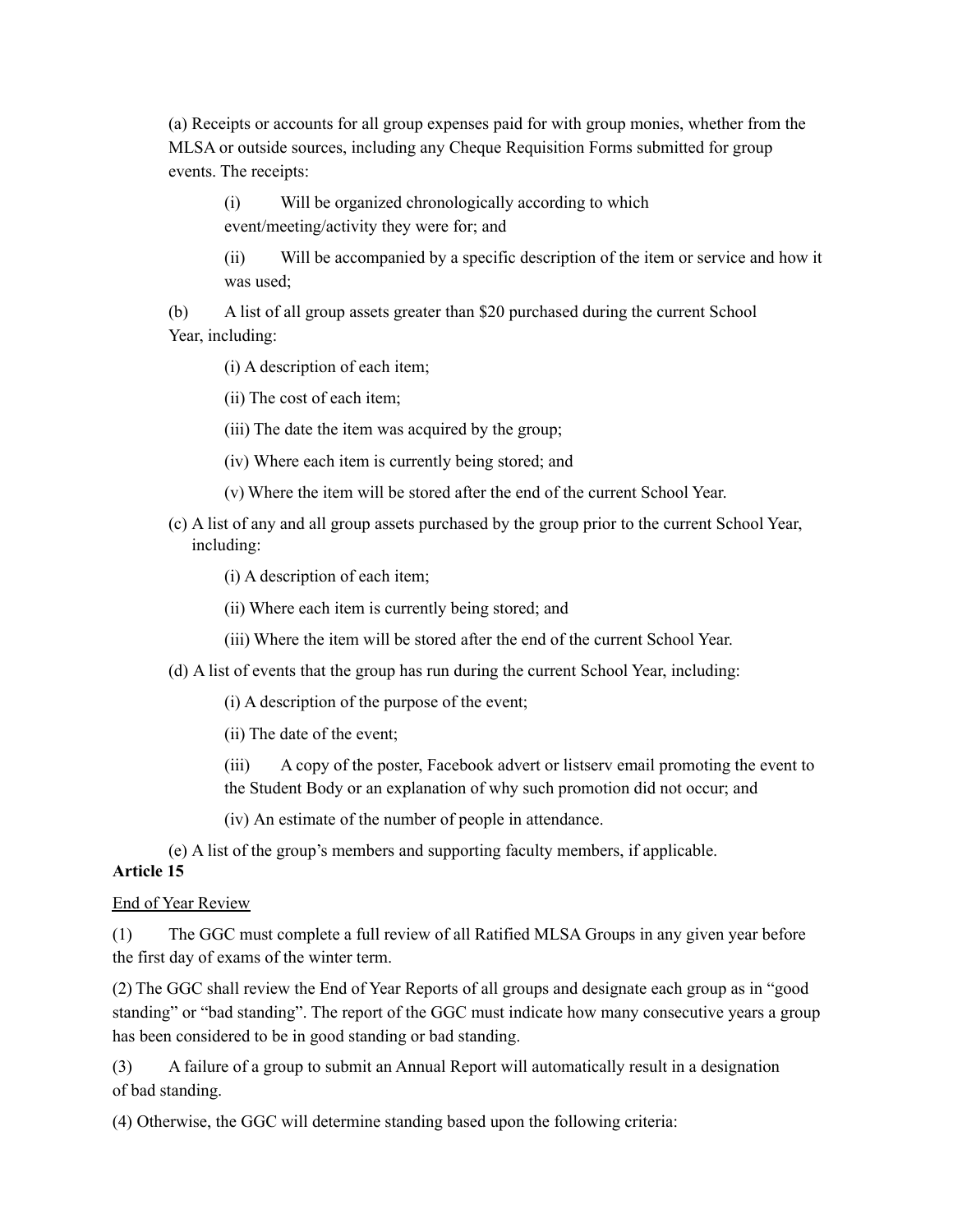(a) Receipts or accounts for all group expenses paid for with group monies, whether from the MLSA or outside sources, including any Cheque Requisition Forms submitted for group events. The receipts:

(i) Will be organized chronologically according to which event/meeting/activity they were for; and

(ii) Will be accompanied by a specific description of the item or service and how it was used;

(b) A list of all group assets greater than $20 purchased during the current School Year, including:

(i) A description of each item;

(ii) The cost of each item;

(iii) The date the item was acquired by the group;

(iv) Where each item is currently being stored; and

(v) Where the item will be stored after the end of the current School Year.

(c) A list of any and all group assets purchased by the group prior to the current School Year, including:

(i) A description of each item;

(ii) Where each item is currently being stored; and

(iii) Where the item will be stored after the end of the current School Year.

(d) A list of events that the group has run during the current School Year, including:

(i) A description of the purpose of the event;

(ii) The date of the event;

(iii) A copy of the poster, Facebook advert or listserv email promoting the event to the Student Body or an explanation of why such promotion did not occur; and

(iv) An estimate of the number of people in attendance.

(e) A list of the group's members and supporting faculty members, if applicable.

**Article 15**

<u>End of Year Review</u>

(1) The GGC must complete a full review of all Ratified MLSA Groups in any given year before the first day of exams of the winter term.

(2) The GGC shall review the End of Year Reports of all groups and designate each group as in "good standing" or "bad standing". The report of the GGC must indicate how many consecutive years a group has been considered to be in good standing or bad standing.

(3) A failure of a group to submit an Annual Report will automatically result in a designation of bad standing.

(4) Otherwise, the GGC will determine standing based upon the following criteria: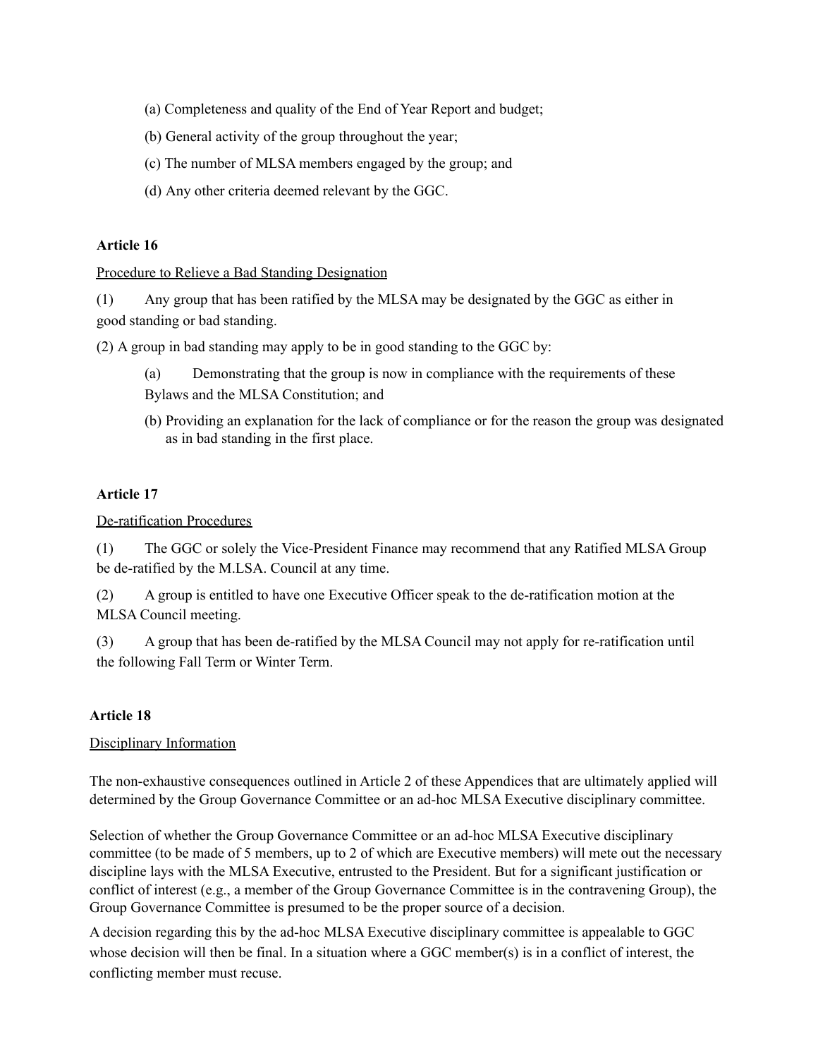(a) Completeness and quality of the End of Year Report and budget;

(b) General activity of the group throughout the year;

(c) The number of MLSA members engaged by the group; and

(d) Any other criteria deemed relevant by the GGC.

**Article 16**

Procedure to Relieve a Bad Standing Designation

(1) Any group that has been ratified by the MLSA may be designated by the GGC as either in good standing or bad standing.

(2) A group in bad standing may apply to be in good standing to the GGC by:

(a) Demonstrating that the group is now in compliance with the requirements of these Bylaws and the MLSA Constitution; and

(b) Providing an explanation for the lack of compliance or for the reason the group was designated as in bad standing in the first place.

**Article 17**

De-ratification Procedures

(1) The GGC or solely the Vice-President Finance may recommend that any Ratified MLSA Group be de-ratified by the M.LSA. Council at any time.

(2) A group is entitled to have one Executive Officer speak to the de-ratification motion at the MLSA Council meeting.

(3) A group that has been de-ratified by the MLSA Council may not apply for re-ratification until the following Fall Term or Winter Term.

**Article 18**

Disciplinary Information

The non-exhaustive consequences outlined in Article 2 of these Appendices that are ultimately applied will determined by the Group Governance Committee or an ad-hoc MLSA Executive disciplinary committee.

Selection of whether the Group Governance Committee or an ad-hoc MLSA Executive disciplinary committee (to be made of 5 members, up to 2 of which are Executive members) will mete out the necessary discipline lays with the MLSA Executive, entrusted to the President. But for a significant justification or conflict of interest (e.g., a member of the Group Governance Committee is in the contravening Group), the Group Governance Committee is presumed to be the proper source of a decision.

A decision regarding this by the ad-hoc MLSA Executive disciplinary committee is appealable to GGC whose decision will then be final. In a situation where a GGC member(s) is in a conflict of interest, the conflicting member must recuse.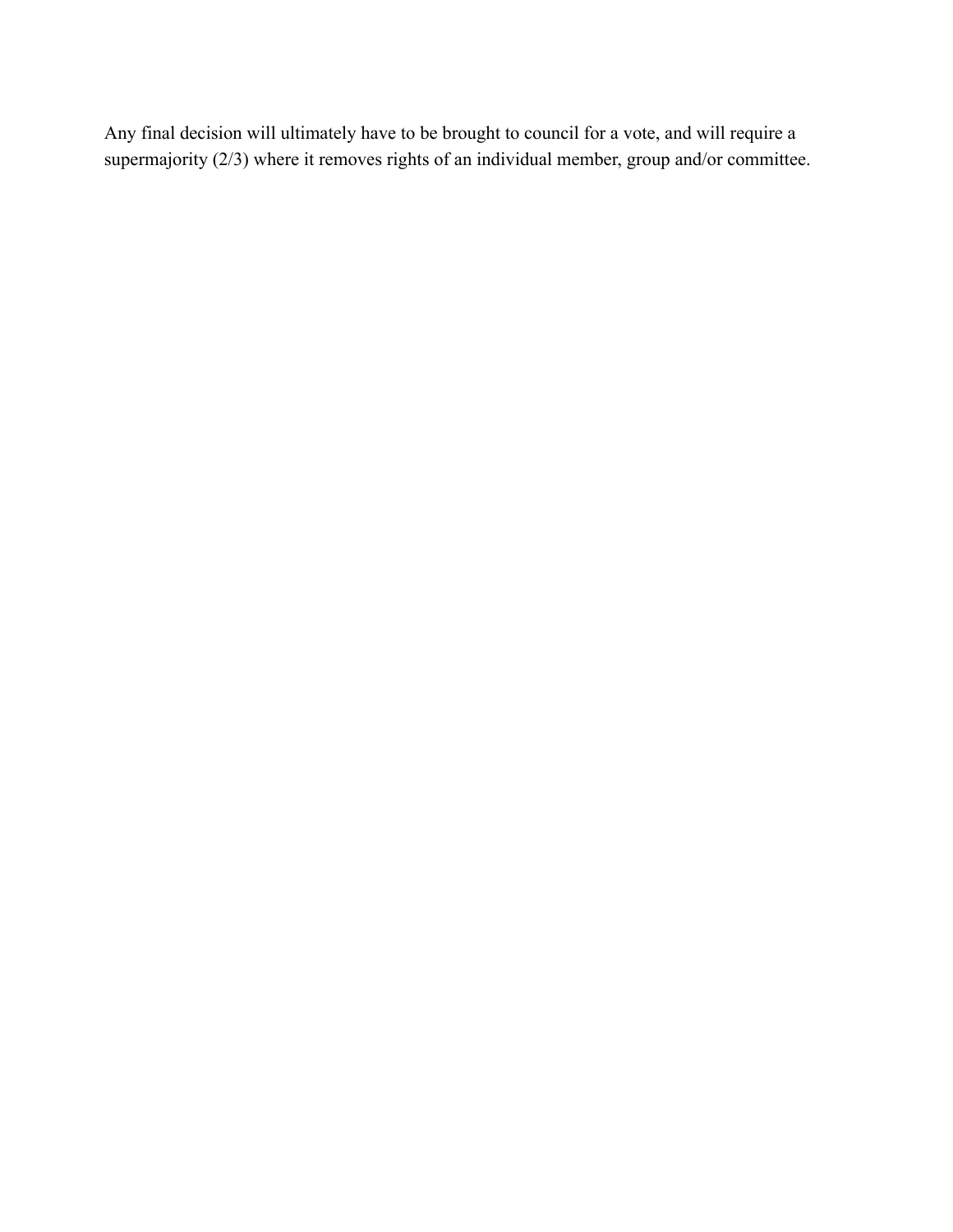Any final decision will ultimately have to be brought to council for a vote, and will require a supermajority (2/3) where it removes rights of an individual member, group and/or committee.